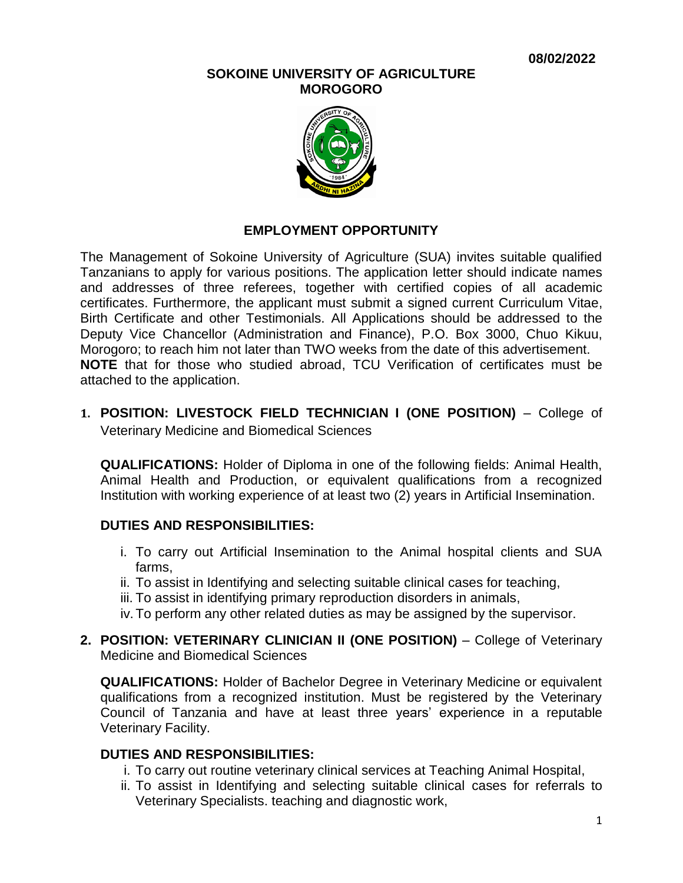08/02/2022

# SOKOINE UNIVERSITY OF AGRICULTURE
# MOROGORO

## EMPLOYMENT OPPORTUNITY

The Management of Sokoine University of Agriculture (SUA) invites suitable qualified Tanzanians to apply for various positions. The application letter should indicate names and addresses of three referees, together with certified copies of all academic certificates. Furthermore, the applicant must submit a signed current Curriculum Vitae, Birth Certificate and other Testimonials. All Applications should be addressed to the Deputy Vice Chancellor (Administration and Finance), P.O. Box 3000, Chuo Kikuu, Morogoro; to reach him not later than TWO weeks from the date of this advertisement.
**NOTE** that for those who studied abroad, TCU Verification of certificates must be attached to the application.

1. **POSITION: LIVESTOCK FIELD TECHNICIAN I (ONE POSITION)** – College of Veterinary Medicine and Biomedical Sciences

   **QUALIFICATIONS:** Holder of Diploma in one of the following fields: Animal Health, Animal Health and Production, or equivalent qualifications from a recognized Institution with working experience of at least two (2) years in Artificial Insemination.

   **DUTIES AND RESPONSIBILITIES:**

   i. To carry out Artificial Insemination to the Animal hospital clients and SUA farms,
   ii. To assist in Identifying and selecting suitable clinical cases for teaching,
   iii. To assist in identifying primary reproduction disorders in animals,
   iv. To perform any other related duties as may be assigned by the supervisor.

2. **POSITION: VETERINARY CLINICIAN II (ONE POSITION)** – College of Veterinary Medicine and Biomedical Sciences

   **QUALIFICATIONS:** Holder of Bachelor Degree in Veterinary Medicine or equivalent qualifications from a recognized institution. Must be registered by the Veterinary Council of Tanzania and have at least three years' experience in a reputable Veterinary Facility.

   **DUTIES AND RESPONSIBILITIES:**

   i. To carry out routine veterinary clinical services at Teaching Animal Hospital,
   ii. To assist in Identifying and selecting suitable clinical cases for referrals to Veterinary Specialists. teaching and diagnostic work,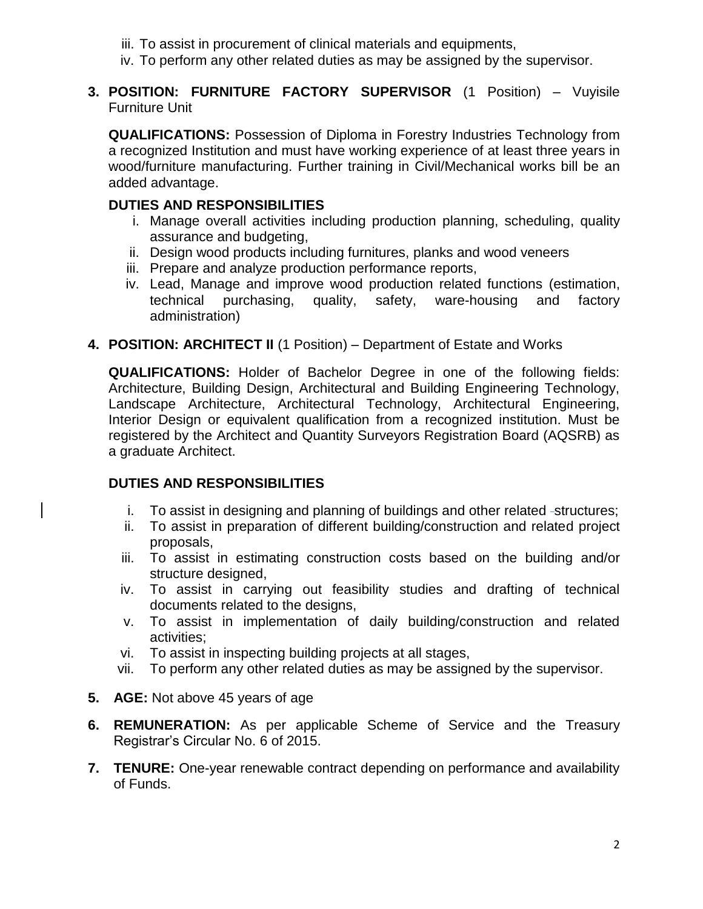iii. To assist in procurement of clinical materials and equipments,
iv. To perform any other related duties as may be assigned by the supervisor.

**3. POSITION: FURNITURE FACTORY SUPERVISOR** (1 Position) – Vuyisile Furniture Unit

**QUALIFICATIONS:** Possession of Diploma in Forestry Industries Technology from a recognized Institution and must have working experience of at least three years in wood/furniture manufacturing. Further training in Civil/Mechanical works bill be an added advantage.

**DUTIES AND RESPONSIBILITIES**

i. Manage overall activities including production planning, scheduling, quality assurance and budgeting,
ii. Design wood products including furnitures, planks and wood veneers
iii. Prepare and analyze production performance reports,
iv. Lead, Manage and improve wood production related functions (estimation, technical purchasing, quality, safety, ware-housing and factory administration)

**4. POSITION: ARCHITECT II** (1 Position) – Department of Estate and Works

**QUALIFICATIONS:** Holder of Bachelor Degree in one of the following fields: Architecture, Building Design, Architectural and Building Engineering Technology, Landscape Architecture, Architectural Technology, Architectural Engineering, Interior Design or equivalent qualification from a recognized institution. Must be registered by the Architect and Quantity Surveyors Registration Board (AQSRB) as a graduate Architect.

**DUTIES AND RESPONSIBILITIES**

i. To assist in designing and planning of buildings and other related structures;
ii. To assist in preparation of different building/construction and related project proposals,
iii. To assist in estimating construction costs based on the building and/or structure designed,
iv. To assist in carrying out feasibility studies and drafting of technical documents related to the designs,
v. To assist in implementation of daily building/construction and related activities;
vi. To assist in inspecting building projects at all stages,
vii. To perform any other related duties as may be assigned by the supervisor.

**5. AGE:** Not above 45 years of age

**6. REMUNERATION:** As per applicable Scheme of Service and the Treasury Registrar's Circular No. 6 of 2015.

**7. TENURE:** One-year renewable contract depending on performance and availability of Funds.